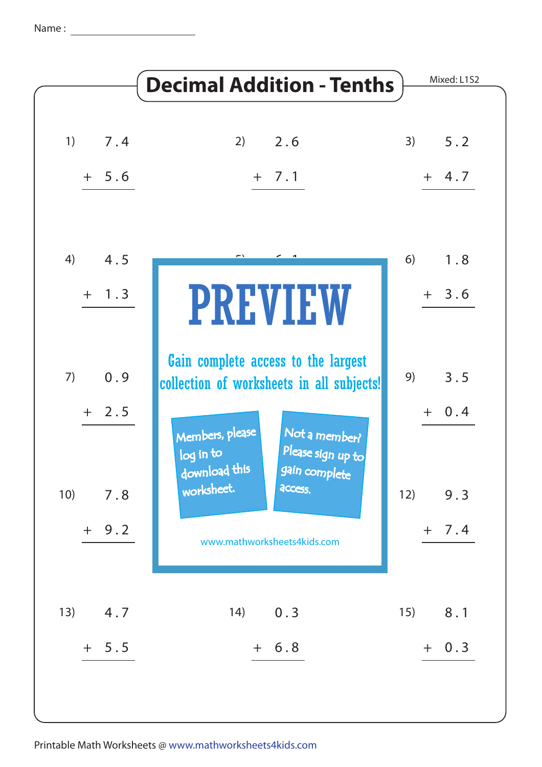Name : ____________________

# Decimal Addition - Tenths

Mixed: L1S2

1) $7.4 + 5.6$

2) $2.6 + 7.1$

3) $5.2 + 4.7$

4) $4.5 + 1.3$

6) $1.8 + 3.6$

7) $0.9 + 2.5$

9) $3.5 + 0.4$

10) $7.8 + 9.2$

12) $9.3 + 7.4$

13) $4.7 + 5.5$

14) $0.3 + 6.8$

15) $8.1 + 0.3$

PREVIEW

Gain complete access to the largest collection of worksheets in all subjects!

Members, please log in to download this worksheet.

Not a member? Please sign up to gain complete access.

www.mathworksheets4kids.com

Printable Math Worksheets @ www.mathworksheets4kids.com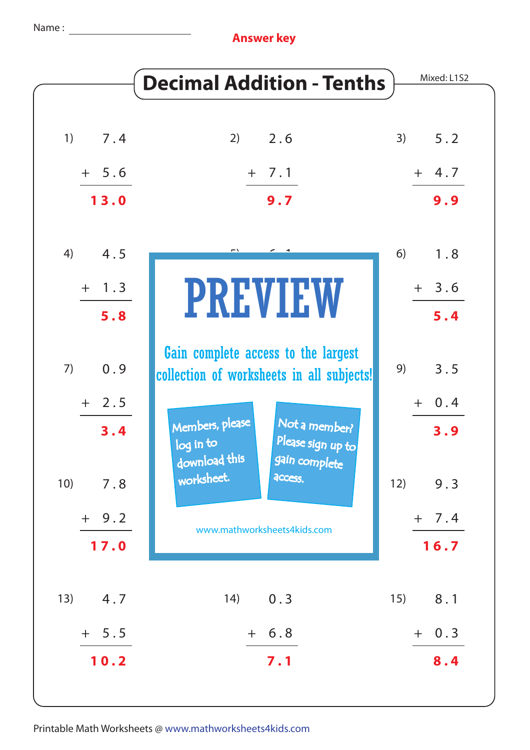Name : ____________________

**Answer key**

# Decimal Addition - Tenths

Mixed: L1S2

1) $7.4 + 5.6 =$ **13.0**

2) $2.6 + 7.1 =$ **9.7**

3) $5.2 + 4.7 =$ **9.9**

4) $4.5 + 1.3 =$ **5.8**

6) $1.8 + 3.6 =$ **5.4**

7) $0.9 + 2.5 =$ **3.4**

9) $3.5 + 0.4 =$ **3.9**

10) $7.8 + 9.2 =$ **17.0**

12) $9.3 + 7.4 =$ **16.7**

13) $4.7 + 5.5 =$ **10.2**

14) $0.3 + 6.8 =$ **7.1**

15) $8.1 + 0.3 =$ **8.4**

PREVIEW

Gain complete access to the largest collection of worksheets in all subjects!

Members, please log in to download this worksheet.

Not a member? Please sign up to gain complete access.

www.mathworksheets4kids.com

Printable Math Worksheets @ www.mathworksheets4kids.com